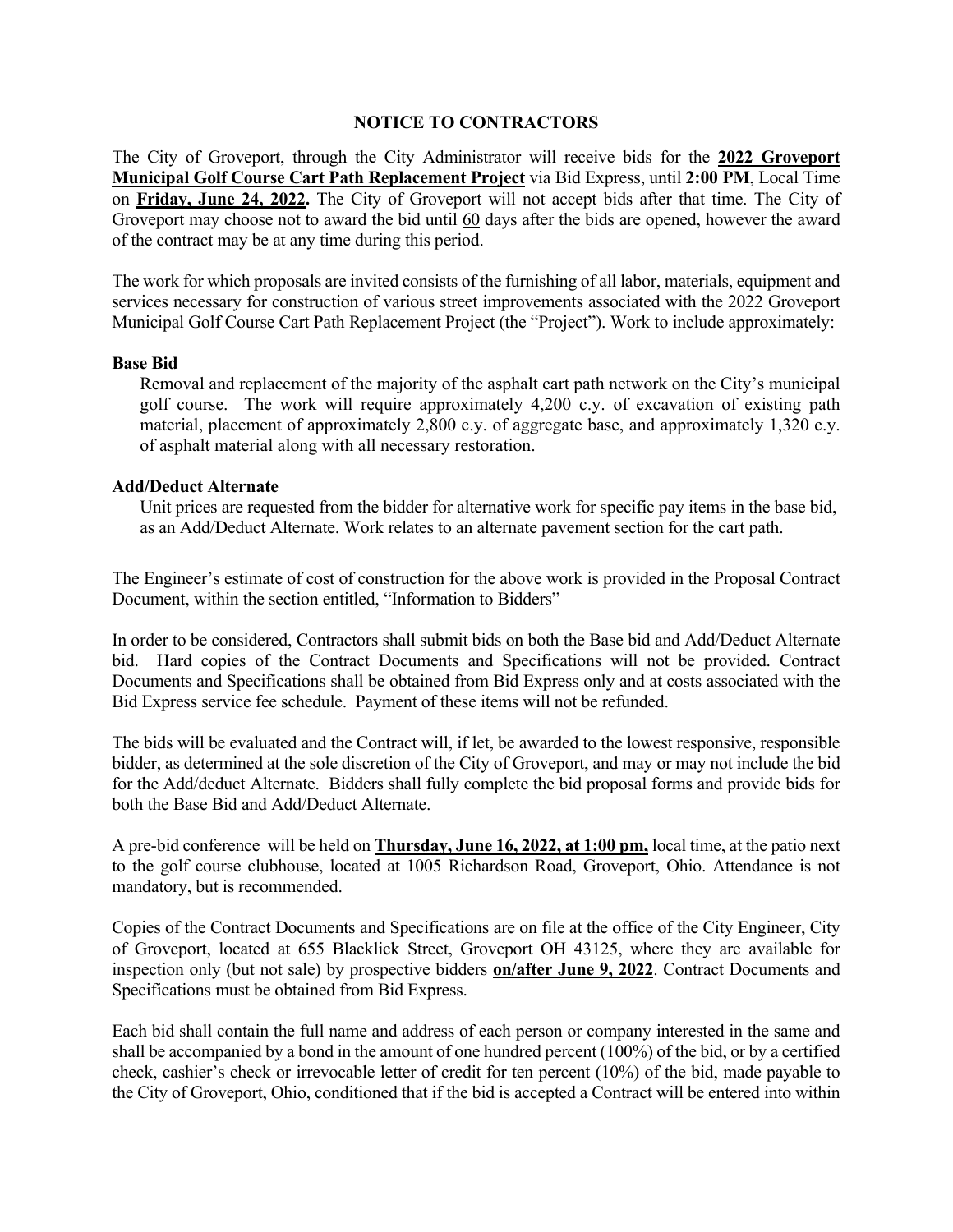# NOTICE TO CONTRACTORS

The City of Groveport, through the City Administrator will receive bids for the **2022 Groveport Municipal Golf Course Cart Path Replacement Project** via Bid Express, until **2:00 PM**, Local Time on **Friday, June 24, 2022.** The City of Groveport will not accept bids after that time. The City of Groveport may choose not to award the bid until 60 days after the bids are opened, however the award of the contract may be at any time during this period.

The work for which proposals are invited consists of the furnishing of all labor, materials, equipment and services necessary for construction of various street improvements associated with the 2022 Groveport Municipal Golf Course Cart Path Replacement Project (the "Project"). Work to include approximately:

**Base Bid**

Removal and replacement of the majority of the asphalt cart path network on the City's municipal golf course. The work will require approximately 4,200 c.y. of excavation of existing path material, placement of approximately 2,800 c.y. of aggregate base, and approximately 1,320 c.y. of asphalt material along with all necessary restoration.

**Add/Deduct Alternate**

Unit prices are requested from the bidder for alternative work for specific pay items in the base bid, as an Add/Deduct Alternate. Work relates to an alternate pavement section for the cart path.

The Engineer's estimate of cost of construction for the above work is provided in the Proposal Contract Document, within the section entitled, "Information to Bidders"

In order to be considered, Contractors shall submit bids on both the Base bid and Add/Deduct Alternate bid. Hard copies of the Contract Documents and Specifications will not be provided. Contract Documents and Specifications shall be obtained from Bid Express only and at costs associated with the Bid Express service fee schedule. Payment of these items will not be refunded.

The bids will be evaluated and the Contract will, if let, be awarded to the lowest responsive, responsible bidder, as determined at the sole discretion of the City of Groveport, and may or may not include the bid for the Add/deduct Alternate. Bidders shall fully complete the bid proposal forms and provide bids for both the Base Bid and Add/Deduct Alternate.

A pre-bid conference will be held on **Thursday, June 16, 2022, at 1:00 pm,** local time, at the patio next to the golf course clubhouse, located at 1005 Richardson Road, Groveport, Ohio. Attendance is not mandatory, but is recommended.

Copies of the Contract Documents and Specifications are on file at the office of the City Engineer, City of Groveport, located at 655 Blacklick Street, Groveport OH 43125, where they are available for inspection only (but not sale) by prospective bidders **on/after June 9, 2022**. Contract Documents and Specifications must be obtained from Bid Express.

Each bid shall contain the full name and address of each person or company interested in the same and shall be accompanied by a bond in the amount of one hundred percent (100%) of the bid, or by a certified check, cashier's check or irrevocable letter of credit for ten percent (10%) of the bid, made payable to the City of Groveport, Ohio, conditioned that if the bid is accepted a Contract will be entered into within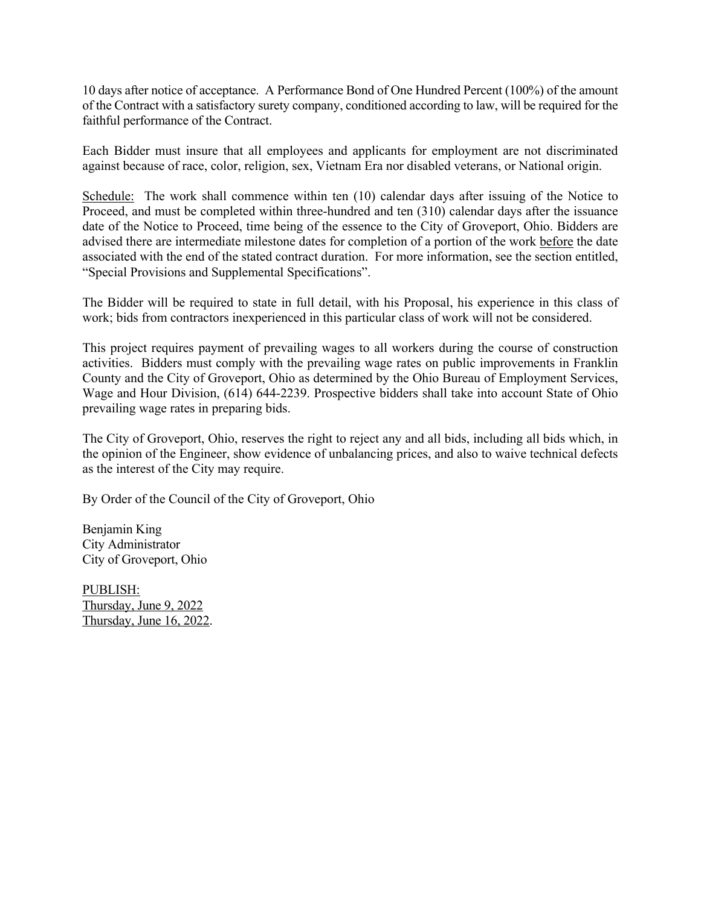10 days after notice of acceptance. A Performance Bond of One Hundred Percent (100%) of the amount of the Contract with a satisfactory surety company, conditioned according to law, will be required for the faithful performance of the Contract.

Each Bidder must insure that all employees and applicants for employment are not discriminated against because of race, color, religion, sex, Vietnam Era nor disabled veterans, or National origin.

Schedule: The work shall commence within ten (10) calendar days after issuing of the Notice to Proceed, and must be completed within three-hundred and ten (310) calendar days after the issuance date of the Notice to Proceed, time being of the essence to the City of Groveport, Ohio. Bidders are advised there are intermediate milestone dates for completion of a portion of the work before the date associated with the end of the stated contract duration. For more information, see the section entitled, "Special Provisions and Supplemental Specifications".

The Bidder will be required to state in full detail, with his Proposal, his experience in this class of work; bids from contractors inexperienced in this particular class of work will not be considered.

This project requires payment of prevailing wages to all workers during the course of construction activities. Bidders must comply with the prevailing wage rates on public improvements in Franklin County and the City of Groveport, Ohio as determined by the Ohio Bureau of Employment Services, Wage and Hour Division, (614) 644-2239. Prospective bidders shall take into account State of Ohio prevailing wage rates in preparing bids.

The City of Groveport, Ohio, reserves the right to reject any and all bids, including all bids which, in the opinion of the Engineer, show evidence of unbalancing prices, and also to waive technical defects as the interest of the City may require.

By Order of the Council of the City of Groveport, Ohio

Benjamin King
City Administrator
City of Groveport, Ohio

PUBLISH:
Thursday, June 9, 2022
Thursday, June 16, 2022.